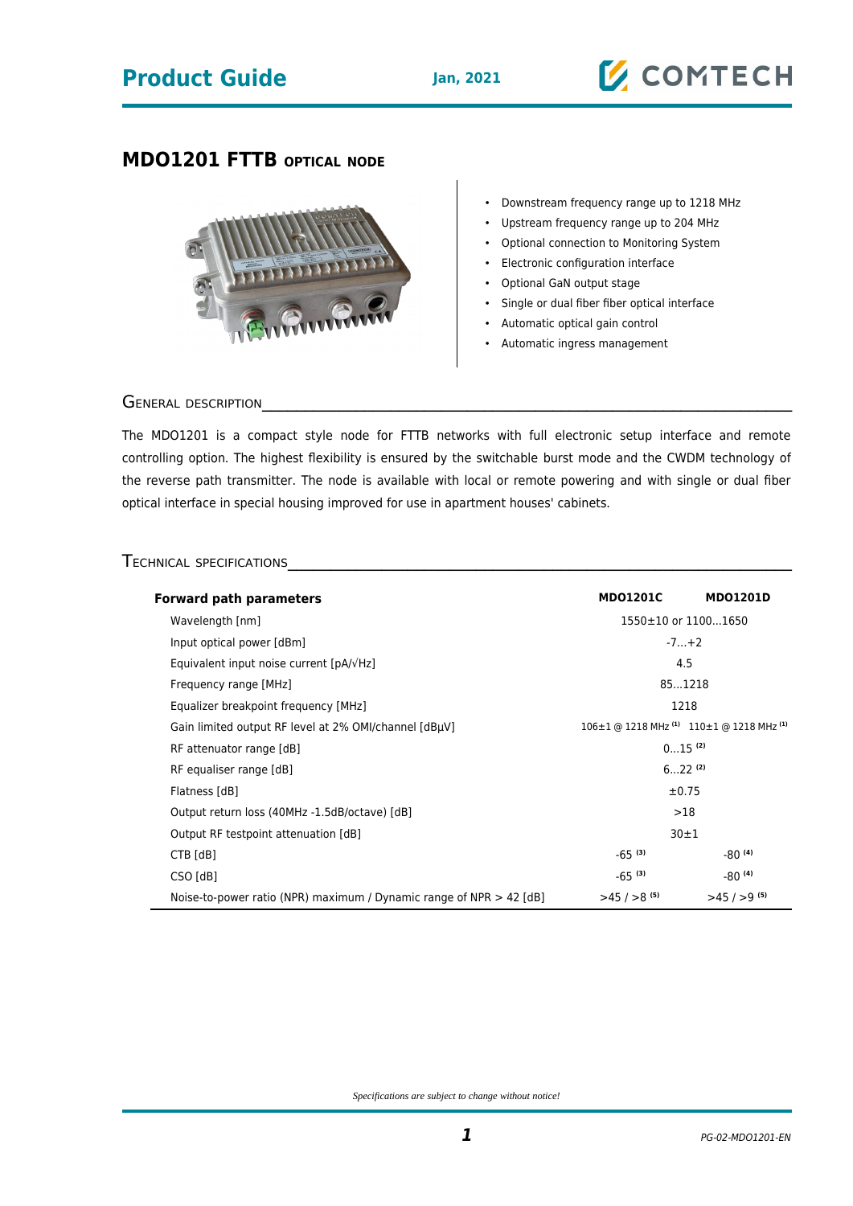# MDO1201 FTTB OPTICAL NODE

- Downstream frequency range up to 1218 MHz
- Upstream frequency range up to 204 MHz
- Optional connection to Monitoring System
- Electronic configuration interface
- Optional GaN output stage
- Single or dual fiber fiber optical interface
- Automatic optical gain control
- Automatic ingress management

## GENERAL DESCRIPTION

The MDO1201 is a compact style node for FTTB networks with full electronic setup interface and remote controlling option. The highest flexibility is ensured by the switchable burst mode and the CWDM technology of the reverse path transmitter. The node is available with local or remote powering and with single or dual fiber optical interface in special housing improved for use in apartment houses' cabinets.

## TECHNICAL SPECIFICATIONS

| **Forward path parameters** | **MDO1201C** | **MDO1201D** |
|---|---|---|
| Wavelength [nm] | 1550±10 or 1100...1650 | |
| Input optical power [dBm] | -7...+2 | |
| Equivalent input noise current [pA/√Hz] | 4.5 | |
| Frequency range [MHz] | 85...1218 | |
| Equalizer breakpoint frequency [MHz] | 1218 | |
| Gain limited output RF level at 2% OMI/channel [dBµV] | 106±1 @ 1218 MHz (1) | 110±1 @ 1218 MHz (1) |
| RF attenuator range [dB] | 0...15 (2) | |
| RF equaliser range [dB] | 6...22 (2) | |
| Flatness [dB] | ±0.75 | |
| Output return loss (40MHz -1.5dB/octave) [dB] | >18 | |
| Output RF testpoint attenuation [dB] | 30±1 | |
| CTB [dB] | -65 (3) | -80 (4) |
| CSO [dB] | -65 (3) | -80 (4) |
| Noise-to-power ratio (NPR) maximum / Dynamic range of NPR > 42 [dB] | >45 / >8 (5) | >45 / >9 (5) |

*Specifications are subject to change without notice!*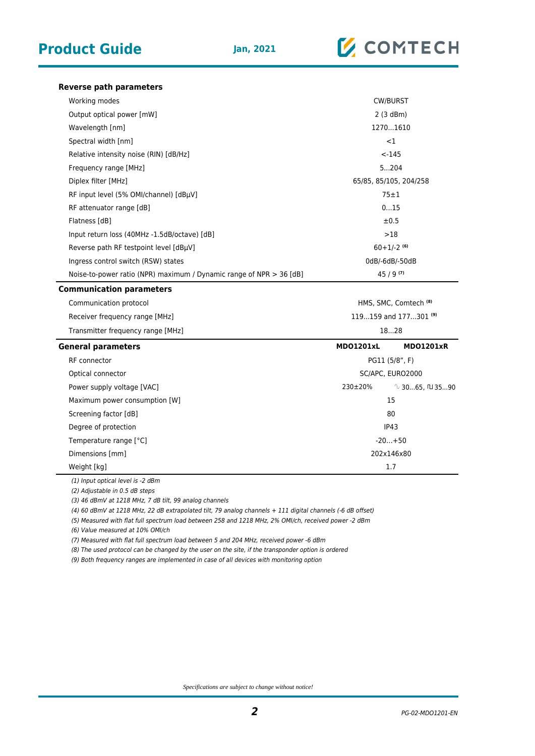| Reverse path parameters | |
|---|---|
| Working modes | CW/BURST |
| Output optical power [mW] | 2 (3 dBm) |
| Wavelength [nm] | 1270…1610 |
| Spectral width [nm] | <1 |
| Relative intensity noise (RIN) [dB/Hz] | <-145 |
| Frequency range [MHz] | 5…204 |
| Diplex filter [MHz] | 65/85, 85/105, 204/258 |
| RF input level (5% OMI/channel) [dBµV] | 75±1 |
| RF attenuator range [dB] | 0…15 |
| Flatness [dB] | ±0.5 |
| Input return loss (40MHz -1.5dB/octave) [dB] | >18 |
| Reverse path RF testpoint level [dBµV] | 60+1/-2 (6) |
| Ingress control switch (RSW) states | 0dB/-6dB/-50dB |
| Noise-to-power ratio (NPR) maximum / Dynamic range of NPR > 36 [dB] | 45 / 9 (7) |

| Communication parameters | |
|---|---|
| Communication protocol | HMS, SMC, Comtech (8) |
| Receiver frequency range [MHz] | 119…159 and 177…301 (9) |
| Transmitter frequency range [MHz] | 18…28 |

| General parameters | MDO1201xL | MDO1201xR |
|---|---|---|
| RF connector | PG11 (5/8", F) | |
| Optical connector | SC/APC, EURO2000 | |
| Power supply voltage [VAC] | 230±20% | ∿ 30…65, ⊓⊔ 35…90 |
| Maximum power consumption [W] | 15 | |
| Screening factor [dB] | 80 | |
| Degree of protection | IP43 | |
| Temperature range [°C] | -20…+50 | |
| Dimensions [mm] | 202x146x80 | |
| Weight [kg] | 1.7 | |

*(1) Input optical level is -2 dBm*

*(2) Adjustable in 0.5 dB steps*

*(3) 46 dBmV at 1218 MHz, 7 dB tilt, 99 analog channels*

*(4) 60 dBmV at 1218 MHz, 22 dB extrapolated tilt, 79 analog channels + 111 digital channels (-6 dB offset)*

*(5) Measured with flat full spectrum load between 258 and 1218 MHz, 2% OMI/ch, received power -2 dBm*

*(6) Value measured at 10% OMI/ch*

*(7) Measured with flat full spectrum load between 5 and 204 MHz, received power -6 dBm*

*(8) The used protocol can be changed by the user on the site, if the transponder option is ordered*

*(9) Both frequency ranges are implemented in case of all devices with monitoring option*

*Specifications are subject to change without notice!*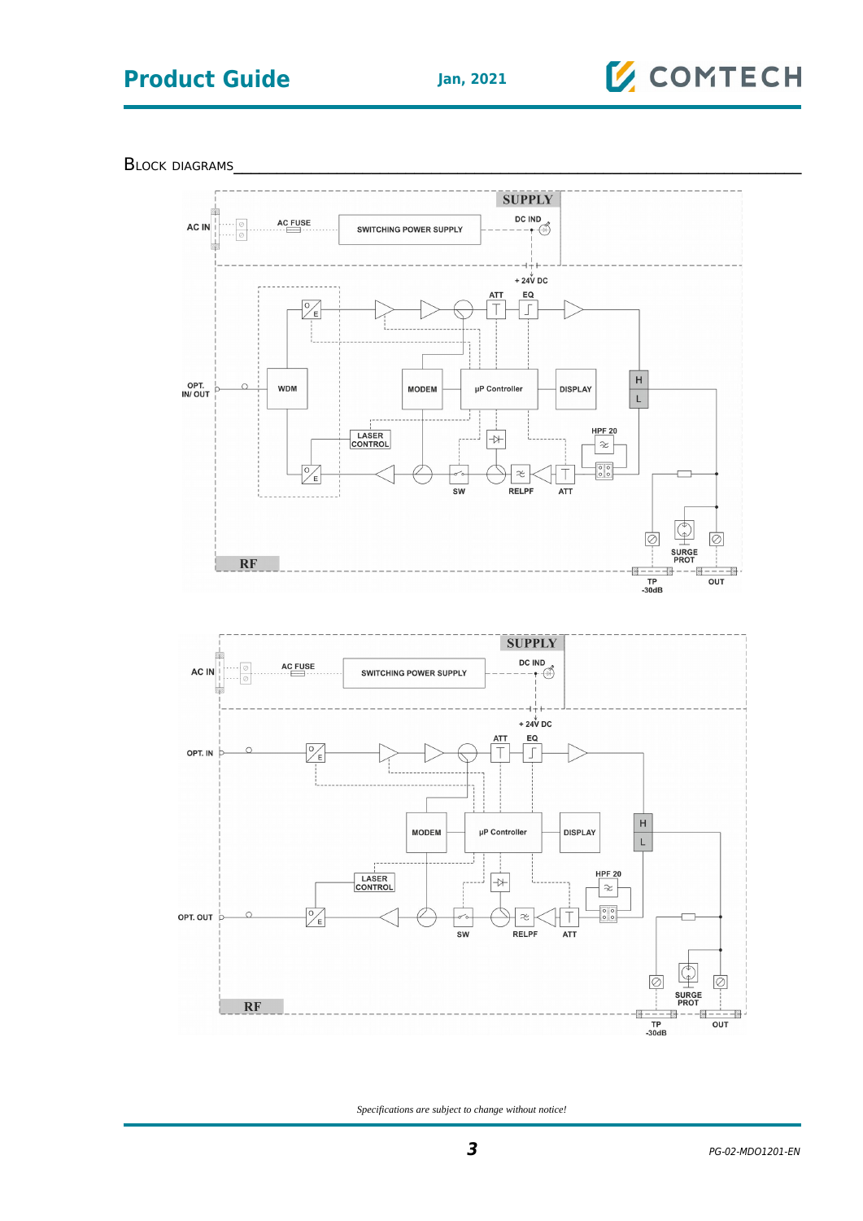## Block Diagrams

SUPPLY

AC IN — AC FUSE — SWITCHING POWER SUPPLY — DC IND

+ 24V DC

ATT EQ

OPT. IN/ OUT — WDM — MODEM — µP Controller — DISPLAY

H L

LASER CONTROL

HPF 20

SW RELPF ATT

SURGE PROT

RF

TP -30dB OUT

SUPPLY

AC IN — AC FUSE — SWITCHING POWER SUPPLY — DC IND

+ 24V DC

ATT EQ

OPT. IN

MODEM — µP Controller — DISPLAY

H L

LASER CONTROL

HPF 20

OPT. OUT

SW RELPF ATT

SURGE PROT

RF

TP -30dB OUT

*Specifications are subject to change without notice!*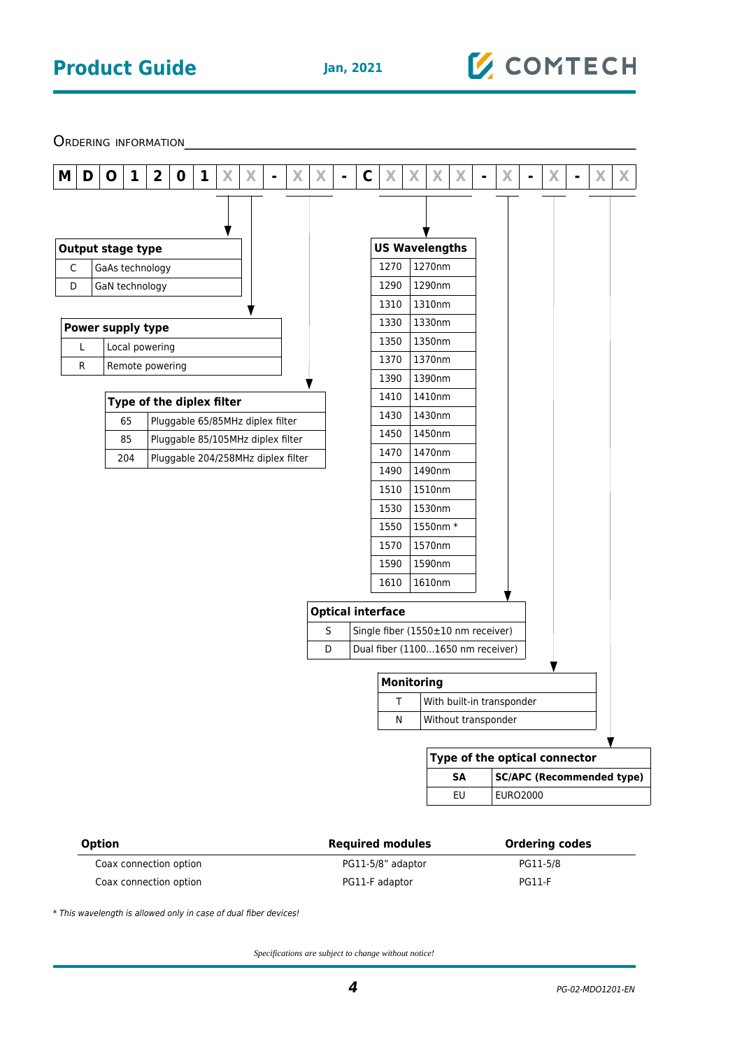## ORDERING INFORMATION

| M | D | O | 1 | 2 | 0 | 1 | X | X | - | X | X | - | C | X | X | X | X | - | X | - | X | - | X | X |
|---|---|---|---|---|---|---|---|---|---|---|---|---|---|---|---|---|---|---|---|---|---|---|---|---|

| Output stage type | |
|---|---|
| C | GaAs technology |
| D | GaN technology |

| Power supply type | |
|---|---|
| L | Local powering |
| R | Remote powering |

| Type of the diplex filter | |
|---|---|
| 65 | Pluggable 65/85MHz diplex filter |
| 85 | Pluggable 85/105MHz diplex filter |
| 204 | Pluggable 204/258MHz diplex filter |

| US Wavelengths | |
|---|---|
| 1270 | 1270nm |
| 1290 | 1290nm |
| 1310 | 1310nm |
| 1330 | 1330nm |
| 1350 | 1350nm |
| 1370 | 1370nm |
| 1390 | 1390nm |
| 1410 | 1410nm |
| 1430 | 1430nm |
| 1450 | 1450nm |
| 1470 | 1470nm |
| 1490 | 1490nm |
| 1510 | 1510nm |
| 1530 | 1530nm |
| 1550 | 1550nm * |
| 1570 | 1570nm |
| 1590 | 1590nm |
| 1610 | 1610nm |

| Optical interface | |
|---|---|
| S | Single fiber (1550±10 nm receiver) |
| D | Dual fiber (1100...1650 nm receiver) |

| Monitoring | |
|---|---|
| T | With built-in transponder |
| N | Without transponder |

| Type of the optical connector | |
|---|---|
| **SA** | **SC/APC (Recommended type)** |
| EU | EURO2000 |

| Option | Required modules | Ordering codes |
|---|---|---|
| Coax connection option | PG11-5/8" adaptor | PG11-5/8 |
| Coax connection option | PG11-F adaptor | PG11-F |

*\* This wavelength is allowed only in case of dual fiber devices!*

*Specifications are subject to change without notice!*

PG-02-MDO1201-EN